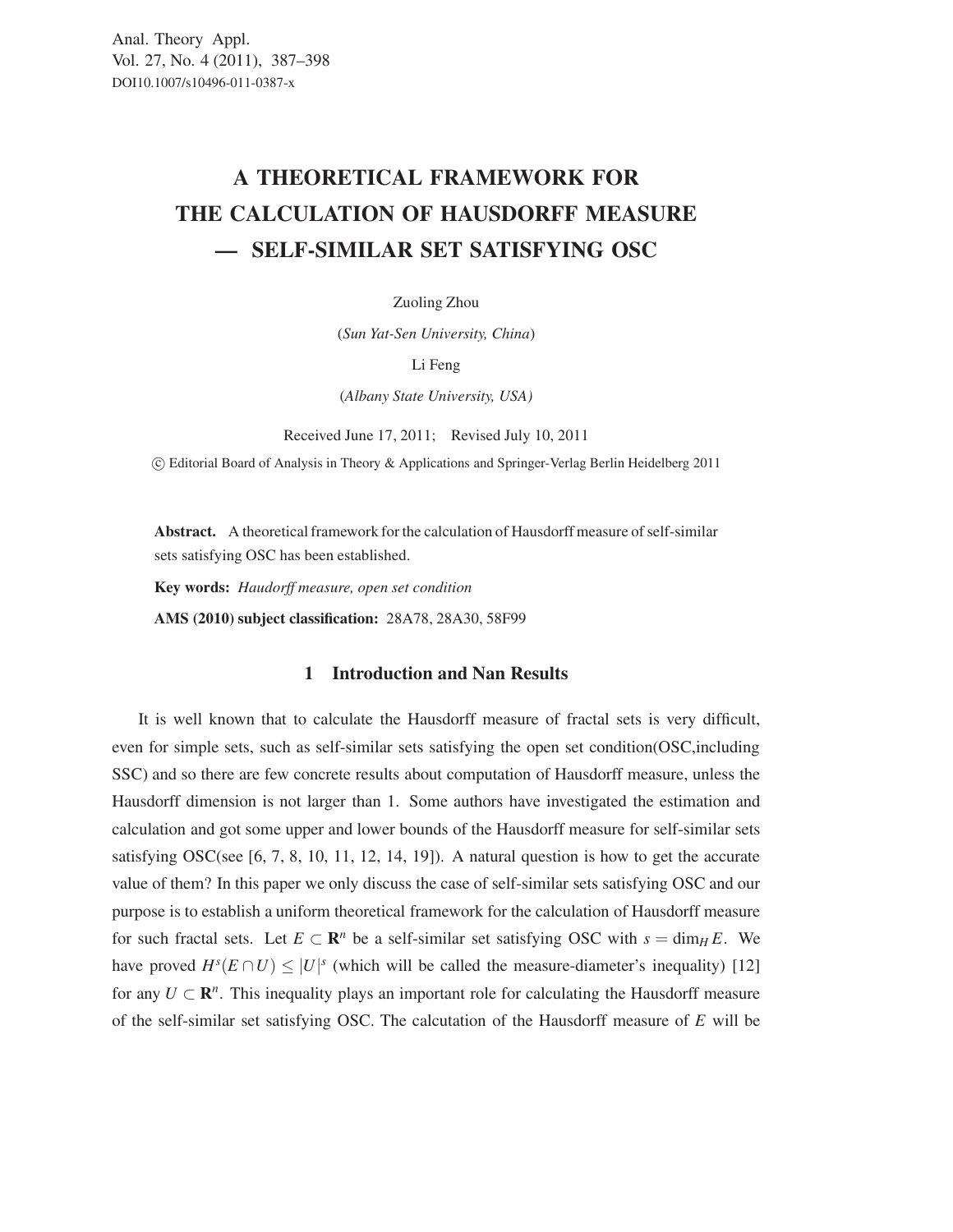# A THEORETICAL FRAMEWORK FOR THE CALCULATION OF HAUSDORFF MEASURE — SELF-SIMILAR SET SATISFYING OSC

Zuoling Zhou

(*Sun Yat-Sen University, China*)

Li Feng

(*Albany State University, USA*)

Received June 17, 2011; Revised July 10, 2011

© Editorial Board of Analysis in Theory & Applications and Springer-Verlag Berlin Heidelberg 2011

**Abstract.** A theoretical framework for the calculation of Hausdorff measure of self-similar sets satisfying OSC has been established.

**Key words:** *Haudorff measure, open set condition*

**AMS (2010) subject classification:** 28A78, 28A30, 58F99

## 1 Introduction and Nan Results

It is well known that to calculate the Hausdorff measure of fractal sets is very difficult, even for simple sets, such as self-similar sets satisfying the open set condition(OSC,including SSC) and so there are few concrete results about computation of Hausdorff measure, unless the Hausdorff dimension is not larger than 1. Some authors have investigated the estimation and calculation and got some upper and lower bounds of the Hausdorff measure for self-similar sets satisfying OSC(see [6, 7, 8, 10, 11, 12, 14, 19]). A natural question is how to get the accurate value of them? In this paper we only discuss the case of self-similar sets satisfying OSC and our purpose is to establish a uniform theoretical framework for the calculation of Hausdorff measure for such fractal sets. Let $E \subset \mathbf{R}^n$ be a self-similar set satisfying OSC with $s = \dim_H E$. We have proved $H^s(E \cap U) \leq |U|^s$ (which will be called the measure-diameter's inequality) [12] for any $U \subset \mathbf{R}^n$. This inequality plays an important role for calculating the Hausdorff measure of the self-similar set satisfying OSC. The calcutation of the Hausdorff measure of $E$ will be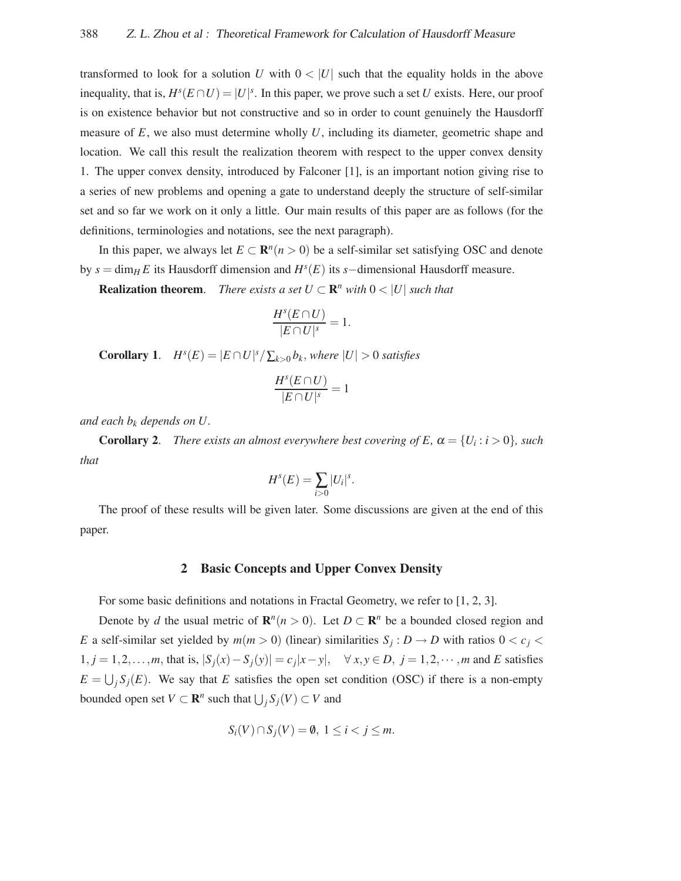transformed to look for a solution $U$ with $0 < |U|$ such that the equality holds in the above inequality, that is, $H^s(E \cap U) = |U|^s$. In this paper, we prove such a set $U$ exists. Here, our proof is on existence behavior but not constructive and so in order to count genuinely the Hausdorff measure of $E$, we also must determine wholly $U$, including its diameter, geometric shape and location. We call this result the realization theorem with respect to the upper convex density 1. The upper convex density, introduced by Falconer [1], is an important notion giving rise to a series of new problems and opening a gate to understand deeply the structure of self-similar set and so far we work on it only a little. Our main results of this paper are as follows (for the definitions, terminologies and notations, see the next paragraph).

In this paper, we always let $E \subset \mathbf{R}^n (n > 0)$ be a self-similar set satisfying OSC and denote by $s = \dim_H E$ its Hausdorff dimension and $H^s(E)$ its $s-$dimensional Hausdorff measure.

**Realization theorem**. *There exists a set $U \subset \mathbf{R}^n$ with $0 < |U|$ such that*

$$\frac{H^s(E \cap U)}{|E \cap U|^s} = 1.$$

**Corollary 1**. *$H^s(E) = |E \cap U|^s / \sum_{k>0} b_k$, where $|U| > 0$ satisfies*

$$\frac{H^s(E \cap U)}{|E \cap U|^s} = 1$$

*and each $b_k$ depends on $U$.*

**Corollary 2**. *There exists an almost everywhere best covering of $E$, $\alpha = \{U_i : i > 0\}$, such that*

$$H^s(E) = \sum_{i>0} |U_i|^s.$$

The proof of these results will be given later. Some discussions are given at the end of this paper.

## 2 Basic Concepts and Upper Convex Density

For some basic definitions and notations in Fractal Geometry, we refer to [1, 2, 3].

Denote by $d$ the usual metric of $\mathbf{R}^n (n > 0)$. Let $D \subset \mathbf{R}^n$ be a bounded closed region and $E$ a self-similar set yielded by $m (m > 0)$ (linear) similarities $S_j : D \to D$ with ratios $0 < c_j < 1, j = 1, 2, \ldots, m$, that is, $|S_j(x) - S_j(y)| = c_j |x - y|, \quad \forall\, x, y \in D,\ j = 1, 2, \cdots, m$ and $E$ satisfies $E = \bigcup_j S_j(E)$. We say that $E$ satisfies the open set condition (OSC) if there is a non-empty bounded open set $V \subset \mathbf{R}^n$ such that $\bigcup_j S_j(V) \subset V$ and

$$S_i(V) \cap S_j(V) = \emptyset,\ 1 \leq i < j \leq m.$$